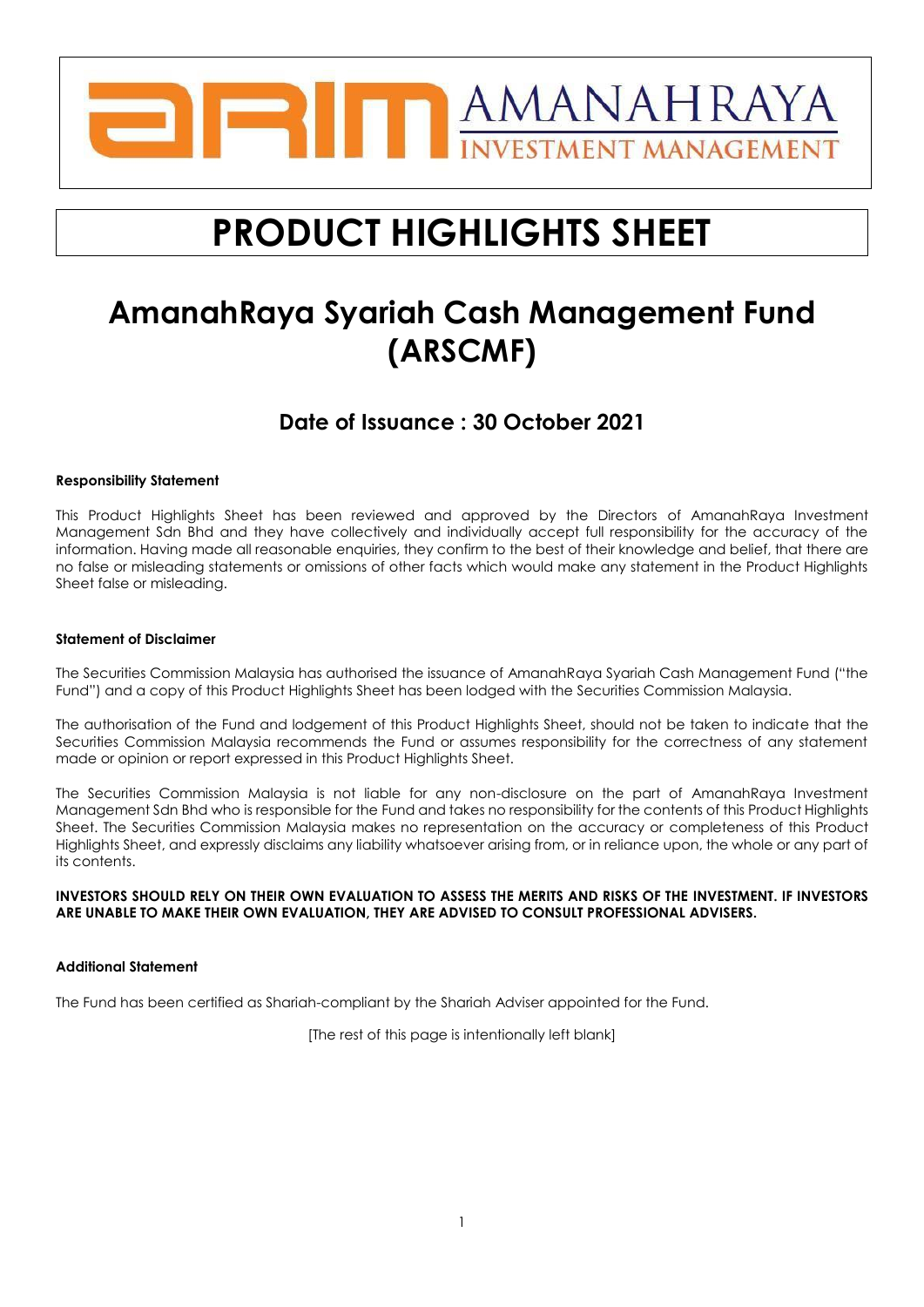AMANAHRAYA INVESTMENT MANAGEMENT

# PRODUCT HIGHLIGHTS SHEET

# AmanahRaya Syariah Cash Management Fund (ARSCMF)

## Date of Issuance : 30 October 2021

**Responsibility Statement**

This Product Highlights Sheet has been reviewed and approved by the Directors of AmanahRaya Investment Management Sdn Bhd and they have collectively and individually accept full responsibility for the accuracy of the information. Having made all reasonable enquiries, they confirm to the best of their knowledge and belief, that there are no false or misleading statements or omissions of other facts which would make any statement in the Product Highlights Sheet false or misleading.

**Statement of Disclaimer**

The Securities Commission Malaysia has authorised the issuance of AmanahRaya Syariah Cash Management Fund ("the Fund") and a copy of this Product Highlights Sheet has been lodged with the Securities Commission Malaysia.

The authorisation of the Fund and lodgement of this Product Highlights Sheet, should not be taken to indicate that the Securities Commission Malaysia recommends the Fund or assumes responsibility for the correctness of any statement made or opinion or report expressed in this Product Highlights Sheet.

The Securities Commission Malaysia is not liable for any non-disclosure on the part of AmanahRaya Investment Management Sdn Bhd who is responsible for the Fund and takes no responsibility for the contents of this Product Highlights Sheet. The Securities Commission Malaysia makes no representation on the accuracy or completeness of this Product Highlights Sheet, and expressly disclaims any liability whatsoever arising from, or in reliance upon, the whole or any part of its contents.

**INVESTORS SHOULD RELY ON THEIR OWN EVALUATION TO ASSESS THE MERITS AND RISKS OF THE INVESTMENT. IF INVESTORS ARE UNABLE TO MAKE THEIR OWN EVALUATION, THEY ARE ADVISED TO CONSULT PROFESSIONAL ADVISERS.**

**Additional Statement**

The Fund has been certified as Shariah-compliant by the Shariah Adviser appointed for the Fund.

[The rest of this page is intentionally left blank]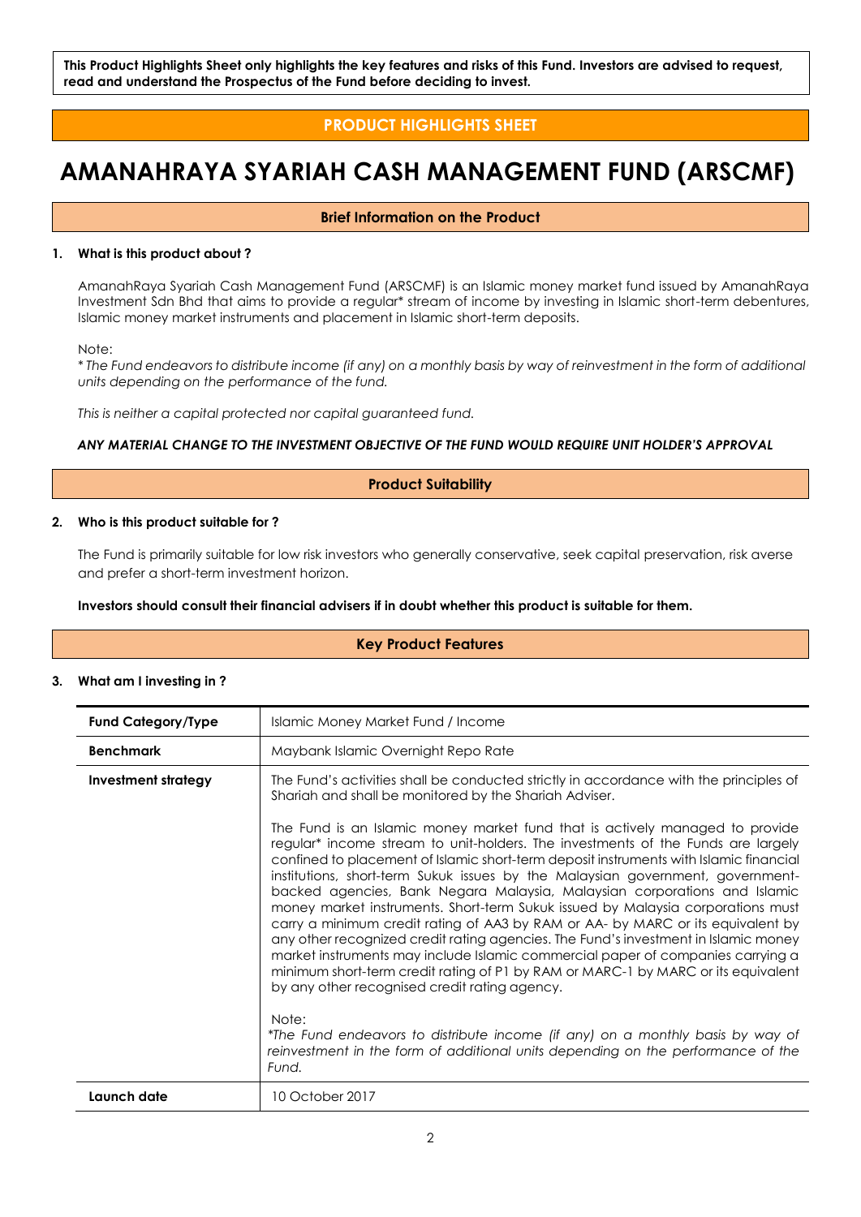**This Product Highlights Sheet only highlights the key features and risks of this Fund. Investors are advised to request, read and understand the Prospectus of the Fund before deciding to invest.**

**PRODUCT HIGHLIGHTS SHEET**

# AMANAHRAYA SYARIAH CASH MANAGEMENT FUND (ARSCMF)

## Brief Information on the Product

### 1. What is this product about ?

AmanahRaya Syariah Cash Management Fund (ARSCMF) is an Islamic money market fund issued by AmanahRaya Investment Sdn Bhd that aims to provide a regular* stream of income by investing in Islamic short-term debentures, Islamic money market instruments and placement in Islamic short-term deposits.

Note:
*\* The Fund endeavors to distribute income (if any) on a monthly basis by way of reinvestment in the form of additional units depending on the performance of the fund.*

*This is neither a capital protected nor capital guaranteed fund.*

***ANY MATERIAL CHANGE TO THE INVESTMENT OBJECTIVE OF THE FUND WOULD REQUIRE UNIT HOLDER'S APPROVAL***

## Product Suitability

### 2. Who is this product suitable for ?

The Fund is primarily suitable for low risk investors who generally conservative, seek capital preservation, risk averse and prefer a short-term investment horizon.

**Investors should consult their financial advisers if in doubt whether this product is suitable for them.**

## Key Product Features

### 3. What am I investing in ?

| | |
|---|---|
| **Fund Category/Type** | Islamic Money Market Fund / Income |
| **Benchmark** | Maybank Islamic Overnight Repo Rate |
| **Investment strategy** | The Fund's activities shall be conducted strictly in accordance with the principles of Shariah and shall be monitored by the Shariah Adviser.<br><br>The Fund is an Islamic money market fund that is actively managed to provide regular* income stream to unit-holders. The investments of the Funds are largely confined to placement of Islamic short-term deposit instruments with Islamic financial institutions, short-term Sukuk issues by the Malaysian government, government-backed agencies, Bank Negara Malaysia, Malaysian corporations and Islamic money market instruments. Short-term Sukuk issued by Malaysia corporations must carry a minimum credit rating of AA3 by RAM or AA- by MARC or its equivalent by any other recognized credit rating agencies. The Fund's investment in Islamic money market instruments may include Islamic commercial paper of companies carrying a minimum short-term credit rating of P1 by RAM or MARC-1 by MARC or its equivalent by any other recognised credit rating agency.<br><br>Note:<br>*\*The Fund endeavors to distribute income (if any) on a monthly basis by way of reinvestment in the form of additional units depending on the performance of the Fund.* |
| **Launch date** | 10 October 2017 |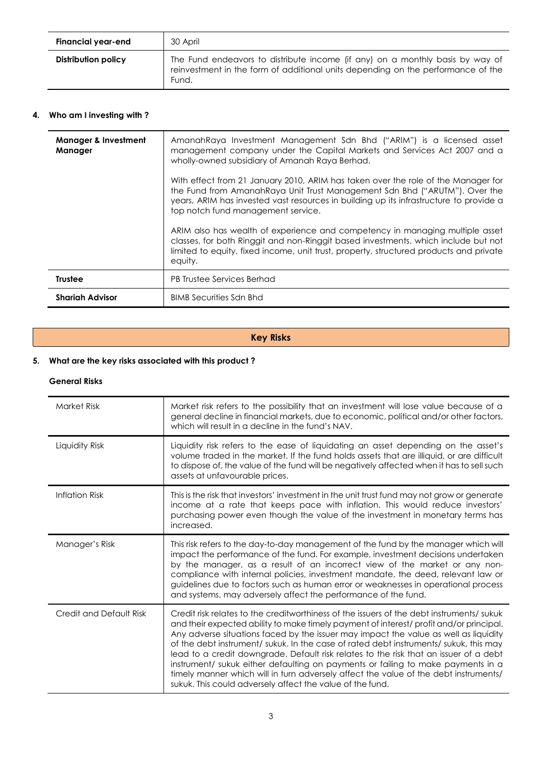| **Financial year-end** | 30 April |
| --- | --- |
| **Distribution policy** | The Fund endeavors to distribute income (if any) on a monthly basis by way of reinvestment in the form of additional units depending on the performance of the Fund. |

**4. Who am I investing with ?**

| **Manager & Investment Manager** | AmanahRaya Investment Management Sdn Bhd ("ARIM") is a licensed asset management company under the Capital Markets and Services Act 2007 and a wholly-owned subsidiary of Amanah Raya Berhad.<br><br>With effect from 21 January 2010, ARIM has taken over the role of the Manager for the Fund from AmanahRaya Unit Trust Management Sdn Bhd ("ARUTM"). Over the years, ARIM has invested vast resources in building up its infrastructure to provide a top notch fund management service.<br><br>ARIM also has wealth of experience and competency in managing multiple asset classes, for both Ringgit and non-Ringgit based investments, which include but not limited to equity, fixed income, unit trust, property, structured products and private equity. |
| --- | --- |
| **Trustee** | PB Trustee Services Berhad |
| **Shariah Advisor** | BIMB Securities Sdn Bhd |

## Key Risks

**5. What are the key risks associated with this product ?**

**General Risks**

| Market Risk | Market risk refers to the possibility that an investment will lose value because of a general decline in financial markets, due to economic, political and/or other factors, which will result in a decline in the fund's NAV. |
| --- | --- |
| Liquidity Risk | Liquidity risk refers to the ease of liquidating an asset depending on the asset's volume traded in the market. If the fund holds assets that are illiquid, or are difficult to dispose of, the value of the fund will be negatively affected when it has to sell such assets at unfavourable prices. |
| Inflation Risk | This is the risk that investors' investment in the unit trust fund may not grow or generate income at a rate that keeps pace with inflation. This would reduce investors' purchasing power even though the value of the investment in monetary terms has increased. |
| Manager's Risk | This risk refers to the day-to-day management of the fund by the manager which will impact the performance of the fund. For example, investment decisions undertaken by the manager, as a result of an incorrect view of the market or any non-compliance with internal policies, investment mandate, the deed, relevant law or guidelines due to factors such as human error or weaknesses in operational process and systems, may adversely affect the performance of the fund. |
| Credit and Default Risk | Credit risk relates to the creditworthiness of the issuers of the debt instruments/ sukuk and their expected ability to make timely payment of interest/ profit and/or principal. Any adverse situations faced by the issuer may impact the value as well as liquidity of the debt instrument/ sukuk. In the case of rated debt instruments/ sukuk, this may lead to a credit downgrade. Default risk relates to the risk that an issuer of a debt instrument/ sukuk either defaulting on payments or failing to make payments in a timely manner which will in turn adversely affect the value of the debt instruments/ sukuk. This could adversely affect the value of the fund. |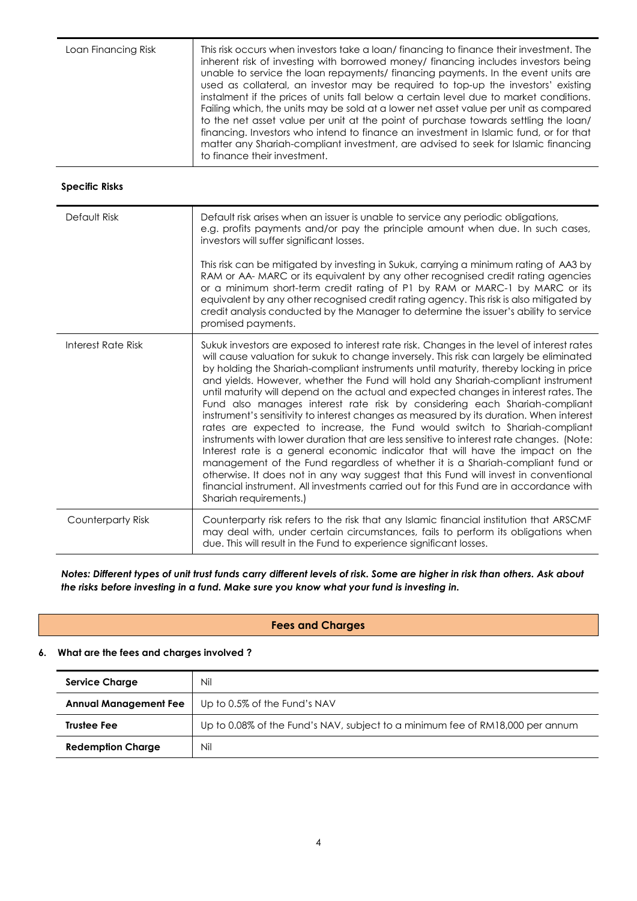| Loan Financing Risk | This risk occurs when investors take a loan/ financing to finance their investment. The inherent risk of investing with borrowed money/ financing includes investors being unable to service the loan repayments/ financing payments. In the event units are used as collateral, an investor may be required to top-up the investors' existing instalment if the prices of units fall below a certain level due to market conditions. Failing which, the units may be sold at a lower net asset value per unit as compared to the net asset value per unit at the point of purchase towards settling the loan/ financing. Investors who intend to finance an investment in Islamic fund, or for that matter any Shariah-compliant investment, are advised to seek for Islamic financing to finance their investment. |
|---|---|

**Specific Risks**

| Default Risk | Default risk arises when an issuer is unable to service any periodic obligations, e.g. profits payments and/or pay the principle amount when due. In such cases, investors will suffer significant losses.<br><br>This risk can be mitigated by investing in Sukuk, carrying a minimum rating of AA3 by RAM or AA- MARC or its equivalent by any other recognised credit rating agencies or a minimum short-term credit rating of P1 by RAM or MARC-1 by MARC or its equivalent by any other recognised credit rating agency. This risk is also mitigated by credit analysis conducted by the Manager to determine the issuer's ability to service promised payments. |
|---|---|
| Interest Rate Risk | Sukuk investors are exposed to interest rate risk. Changes in the level of interest rates will cause valuation for sukuk to change inversely. This risk can largely be eliminated by holding the Shariah-compliant instruments until maturity, thereby locking in price and yields. However, whether the Fund will hold any Shariah-compliant instrument until maturity will depend on the actual and expected changes in interest rates. The Fund also manages interest rate risk by considering each Shariah-compliant instrument's sensitivity to interest changes as measured by its duration. When interest rates are expected to increase, the Fund would switch to Shariah-compliant instruments with lower duration that are less sensitive to interest rate changes. (Note: Interest rate is a general economic indicator that will have the impact on the management of the Fund regardless of whether it is a Shariah-compliant fund or otherwise. It does not in any way suggest that this Fund will invest in conventional financial instrument. All investments carried out for this Fund are in accordance with Shariah requirements.) |
| Counterparty Risk | Counterparty risk refers to the risk that any Islamic financial institution that ARSCMF may deal with, under certain circumstances, fails to perform its obligations when due. This will result in the Fund to experience significant losses. |

***Notes: Different types of unit trust funds carry different levels of risk. Some are higher in risk than others. Ask about the risks before investing in a fund. Make sure you know what your fund is investing in.***

## Fees and Charges

**6. What are the fees and charges involved ?**

| **Service Charge** | Nil |
|---|---|
| **Annual Management Fee** | Up to 0.5% of the Fund's NAV |
| **Trustee Fee** | Up to 0.08% of the Fund's NAV, subject to a minimum fee of RM18,000 per annum |
| **Redemption Charge** | Nil |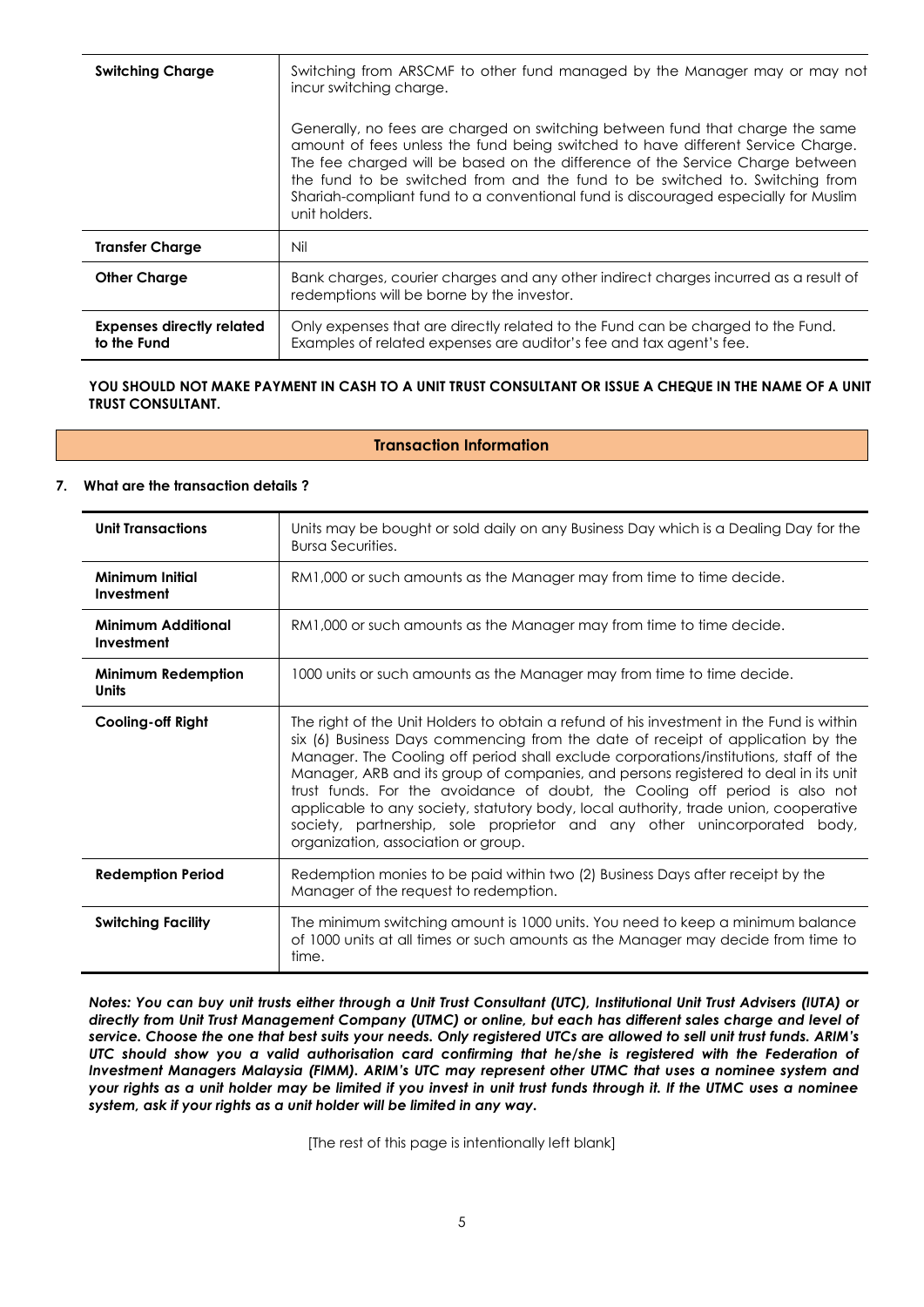| | |
|---|---|
| **Switching Charge** | Switching from ARSCMF to other fund managed by the Manager may or may not incur switching charge.<br><br>Generally, no fees are charged on switching between fund that charge the same amount of fees unless the fund being switched to have different Service Charge. The fee charged will be based on the difference of the Service Charge between the fund to be switched from and the fund to be switched to. Switching from Shariah-compliant fund to a conventional fund is discouraged especially for Muslim unit holders. |
| **Transfer Charge** | Nil |
| **Other Charge** | Bank charges, courier charges and any other indirect charges incurred as a result of redemptions will be borne by the investor. |
| **Expenses directly related to the Fund** | Only expenses that are directly related to the Fund can be charged to the Fund. Examples of related expenses are auditor's fee and tax agent's fee. |

**YOU SHOULD NOT MAKE PAYMENT IN CASH TO A UNIT TRUST CONSULTANT OR ISSUE A CHEQUE IN THE NAME OF A UNIT TRUST CONSULTANT.**

## Transaction Information

### 7. What are the transaction details ?

| | |
|---|---|
| **Unit Transactions** | Units may be bought or sold daily on any Business Day which is a Dealing Day for the Bursa Securities. |
| **Minimum Initial Investment** | RM1,000 or such amounts as the Manager may from time to time decide. |
| **Minimum Additional Investment** | RM1,000 or such amounts as the Manager may from time to time decide. |
| **Minimum Redemption Units** | 1000 units or such amounts as the Manager may from time to time decide. |
| **Cooling-off Right** | The right of the Unit Holders to obtain a refund of his investment in the Fund is within six (6) Business Days commencing from the date of receipt of application by the Manager. The Cooling off period shall exclude corporations/institutions, staff of the Manager, ARB and its group of companies, and persons registered to deal in its unit trust funds. For the avoidance of doubt, the Cooling off period is also not applicable to any society, statutory body, local authority, trade union, cooperative society, partnership, sole proprietor and any other unincorporated body, organization, association or group. |
| **Redemption Period** | Redemption monies to be paid within two (2) Business Days after receipt by the Manager of the request to redemption. |
| **Switching Facility** | The minimum switching amount is 1000 units. You need to keep a minimum balance of 1000 units at all times or such amounts as the Manager may decide from time to time. |

***Notes: You can buy unit trusts either through a Unit Trust Consultant (UTC), Institutional Unit Trust Advisers (IUTA) or directly from Unit Trust Management Company (UTMC) or online, but each has different sales charge and level of service. Choose the one that best suits your needs. Only registered UTCs are allowed to sell unit trust funds. ARIM's UTC should show you a valid authorisation card confirming that he/she is registered with the Federation of Investment Managers Malaysia (FIMM). ARIM's UTC may represent other UTMC that uses a nominee system and your rights as a unit holder may be limited if you invest in unit trust funds through it. If the UTMC uses a nominee system, ask if your rights as a unit holder will be limited in any way.***

[The rest of this page is intentionally left blank]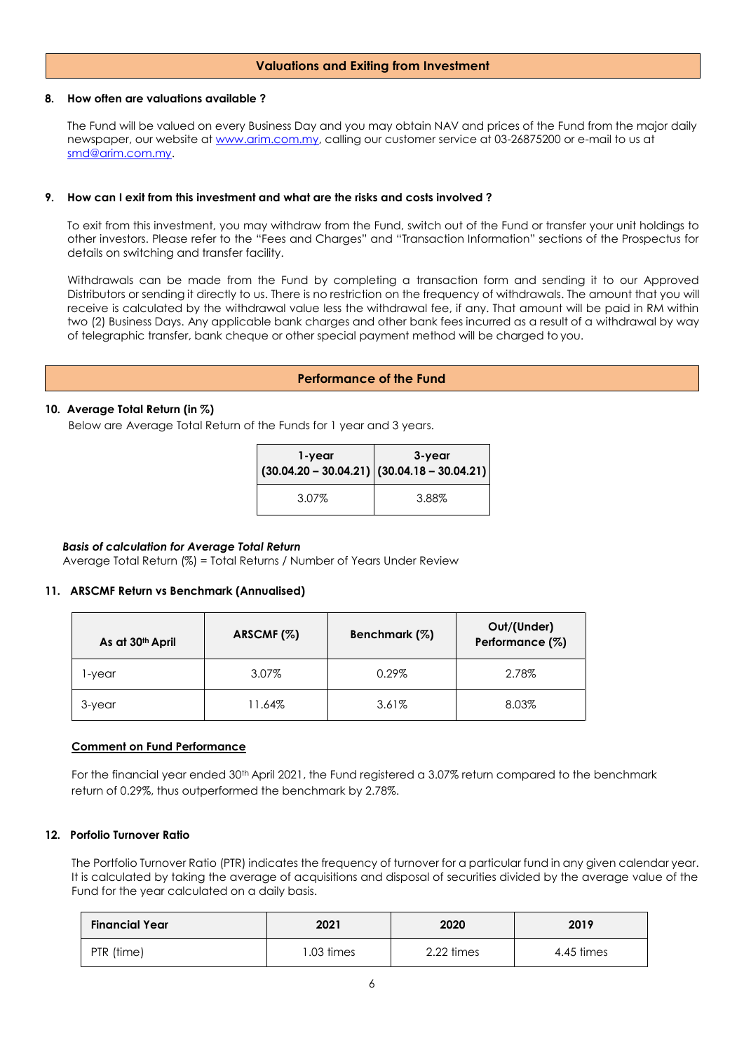## Valuations and Exiting from Investment

**8. How often are valuations available ?**

The Fund will be valued on every Business Day and you may obtain NAV and prices of the Fund from the major daily newspaper, our website at www.arim.com.my, calling our customer service at 03-26875200 or e-mail to us at smd@arim.com.my.

**9. How can I exit from this investment and what are the risks and costs involved ?**

To exit from this investment, you may withdraw from the Fund, switch out of the Fund or transfer your unit holdings to other investors. Please refer to the "Fees and Charges" and "Transaction Information" sections of the Prospectus for details on switching and transfer facility.

Withdrawals can be made from the Fund by completing a transaction form and sending it to our Approved Distributors or sending it directly to us. There is no restriction on the frequency of withdrawals. The amount that you will receive is calculated by the withdrawal value less the withdrawal fee, if any. That amount will be paid in RM within two (2) Business Days. Any applicable bank charges and other bank fees incurred as a result of a withdrawal by way of telegraphic transfer, bank cheque or other special payment method will be charged to you.

## Performance of the Fund

**10. Average Total Return (in %)**

Below are Average Total Return of the Funds for 1 year and 3 years.

| 1-year (30.04.20 – 30.04.21) | 3-year (30.04.18 – 30.04.21) |
|---|---|
| 3.07% | 3.88% |

***Basis of calculation for Average Total Return***

Average Total Return (%) = Total Returns / Number of Years Under Review

**11. ARSCMF Return vs Benchmark (Annualised)**

| As at 30th April | ARSCMF (%) | Benchmark (%) | Out/(Under) Performance (%) |
|---|---|---|---|
| 1-year | 3.07% | 0.29% | 2.78% |
| 3-year | 11.64% | 3.61% | 8.03% |

**Comment on Fund Performance**

For the financial year ended 30th April 2021, the Fund registered a 3.07% return compared to the benchmark return of 0.29%, thus outperformed the benchmark by 2.78%.

**12. Porfolio Turnover Ratio**

The Portfolio Turnover Ratio (PTR) indicates the frequency of turnover for a particular fund in any given calendar year. It is calculated by taking the average of acquisitions and disposal of securities divided by the average value of the Fund for the year calculated on a daily basis.

| Financial Year | 2021 | 2020 | 2019 |
|---|---|---|---|
| PTR (time) | 1.03 times | 2.22 times | 4.45 times |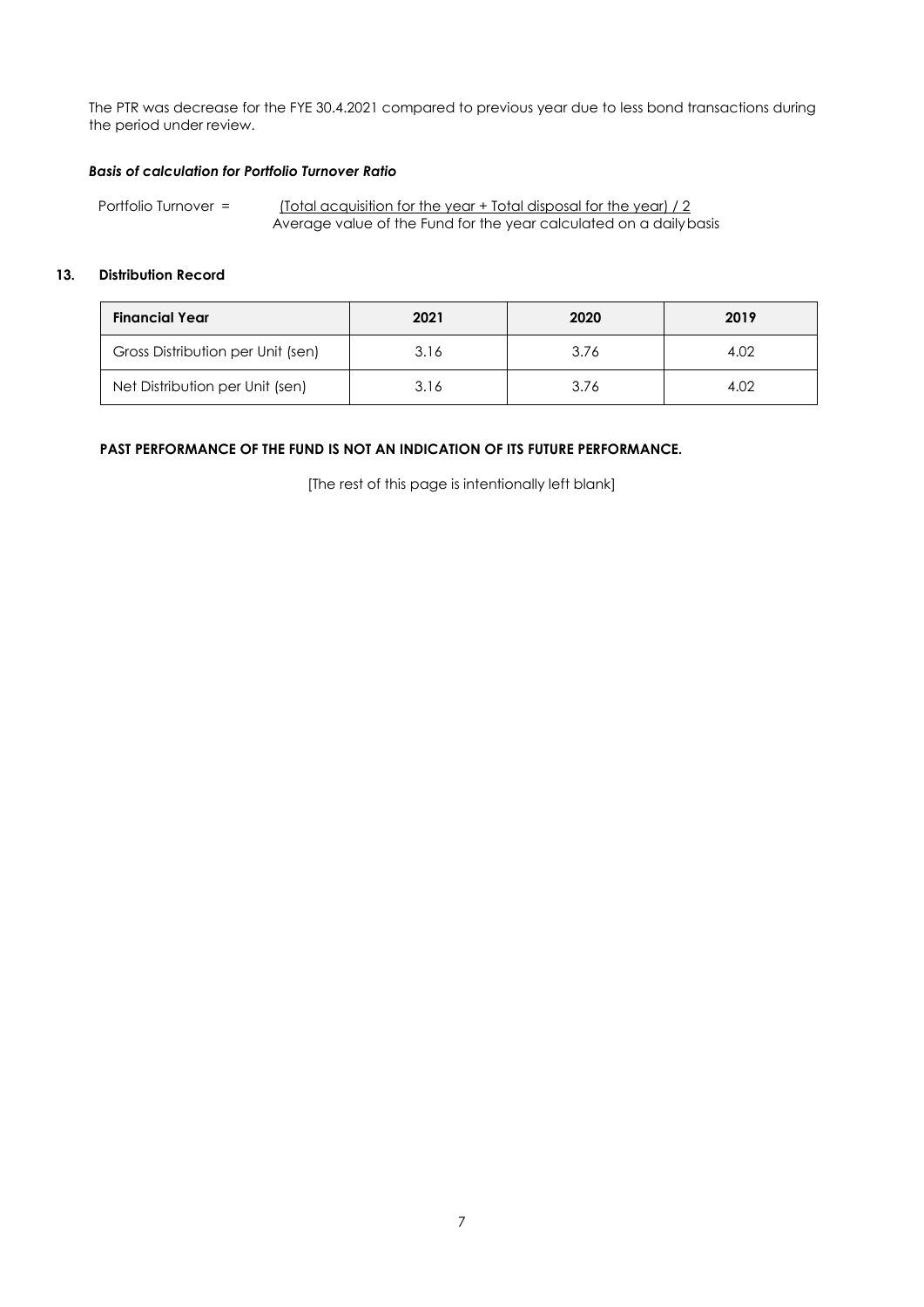The PTR was decrease for the FYE 30.4.2021 compared to previous year due to less bond transactions during the period under review.

***Basis of calculation for Portfolio Turnover Ratio***

$$\text{Portfolio Turnover} = \frac{(\text{Total acquisition for the year} + \text{Total disposal for the year}) / 2}{\text{Average value of the Fund for the year calculated on a daily basis}}$$

## 13. Distribution Record

| Financial Year | 2021 | 2020 | 2019 |
|---|---|---|---|
| Gross Distribution per Unit (sen) | 3.16 | 3.76 | 4.02 |
| Net Distribution per Unit (sen) | 3.16 | 3.76 | 4.02 |

**PAST PERFORMANCE OF THE FUND IS NOT AN INDICATION OF ITS FUTURE PERFORMANCE.**

[The rest of this page is intentionally left blank]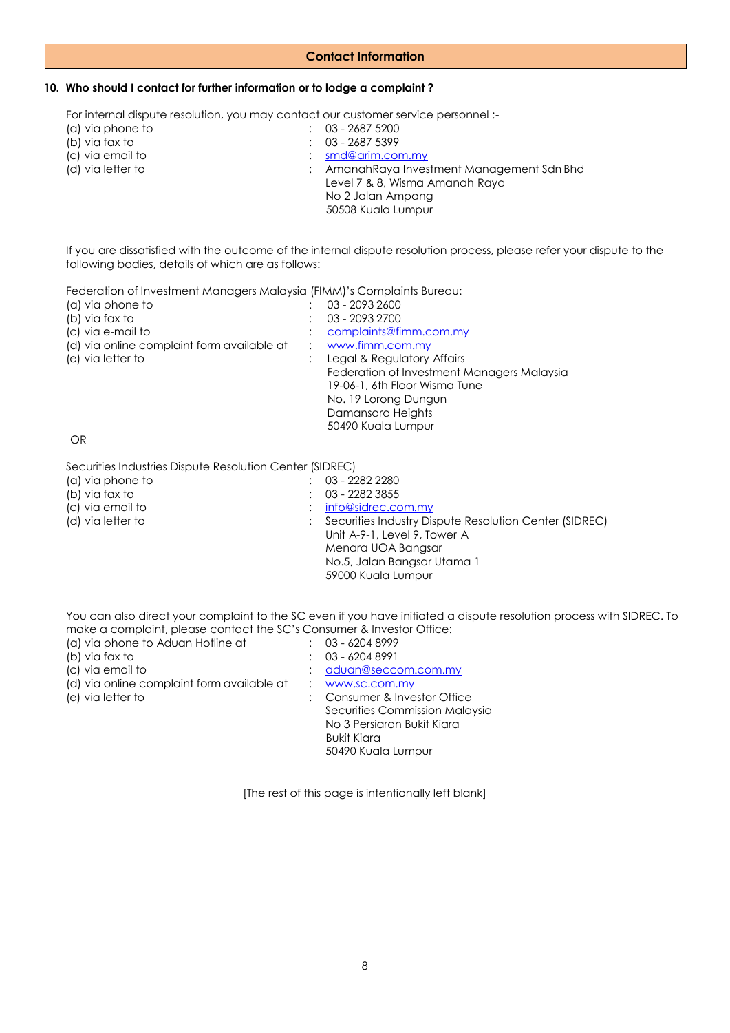## Contact Information

**10. Who should I contact for further information or to lodge a complaint ?**

For internal dispute resolution, you may contact our customer service personnel :-

| | | |
|---|---|---|
| (a) via phone to | : | 03 - 2687 5200 |
| (b) via fax to | : | 03 - 2687 5399 |
| (c) via email to | : | smd@arim.com.my |
| (d) via letter to | : | AmanahRaya Investment Management Sdn Bhd<br>Level 7 & 8, Wisma Amanah Raya<br>No 2 Jalan Ampang<br>50508 Kuala Lumpur |

If you are dissatisfied with the outcome of the internal dispute resolution process, please refer your dispute to the following bodies, details of which are as follows:

Federation of Investment Managers Malaysia (FIMM)'s Complaints Bureau:

| | | |
|---|---|---|
| (a) via phone to | : | 03 - 2093 2600 |
| (b) via fax to | : | 03 - 2093 2700 |
| (c) via e-mail to | : | complaints@fimm.com.my |
| (d) via online complaint form available at | : | www.fimm.com.my |
| (e) via letter to | : | Legal & Regulatory Affairs<br>Federation of Investment Managers Malaysia<br>19-06-1, 6th Floor Wisma Tune<br>No. 19 Lorong Dungun<br>Damansara Heights<br>50490 Kuala Lumpur |

OR

Securities Industries Dispute Resolution Center (SIDREC)

| | | |
|---|---|---|
| (a) via phone to | : | 03 - 2282 2280 |
| (b) via fax to | : | 03 - 2282 3855 |
| (c) via email to | : | info@sidrec.com.my |
| (d) via letter to | : | Securities Industry Dispute Resolution Center (SIDREC)<br>Unit A-9-1, Level 9, Tower A<br>Menara UOA Bangsar<br>No.5, Jalan Bangsar Utama 1<br>59000 Kuala Lumpur |

You can also direct your complaint to the SC even if you have initiated a dispute resolution process with SIDREC. To make a complaint, please contact the SC's Consumer & Investor Office:

| | | |
|---|---|---|
| (a) via phone to Aduan Hotline at | : | 03 - 6204 8999 |
| (b) via fax to | : | 03 - 6204 8991 |
| (c) via email to | : | aduan@seccom.com.my |
| (d) via online complaint form available at | : | www.sc.com.my |
| (e) via letter to | : | Consumer & Investor Office<br>Securities Commission Malaysia<br>No 3 Persiaran Bukit Kiara<br>Bukit Kiara<br>50490 Kuala Lumpur |

[The rest of this page is intentionally left blank]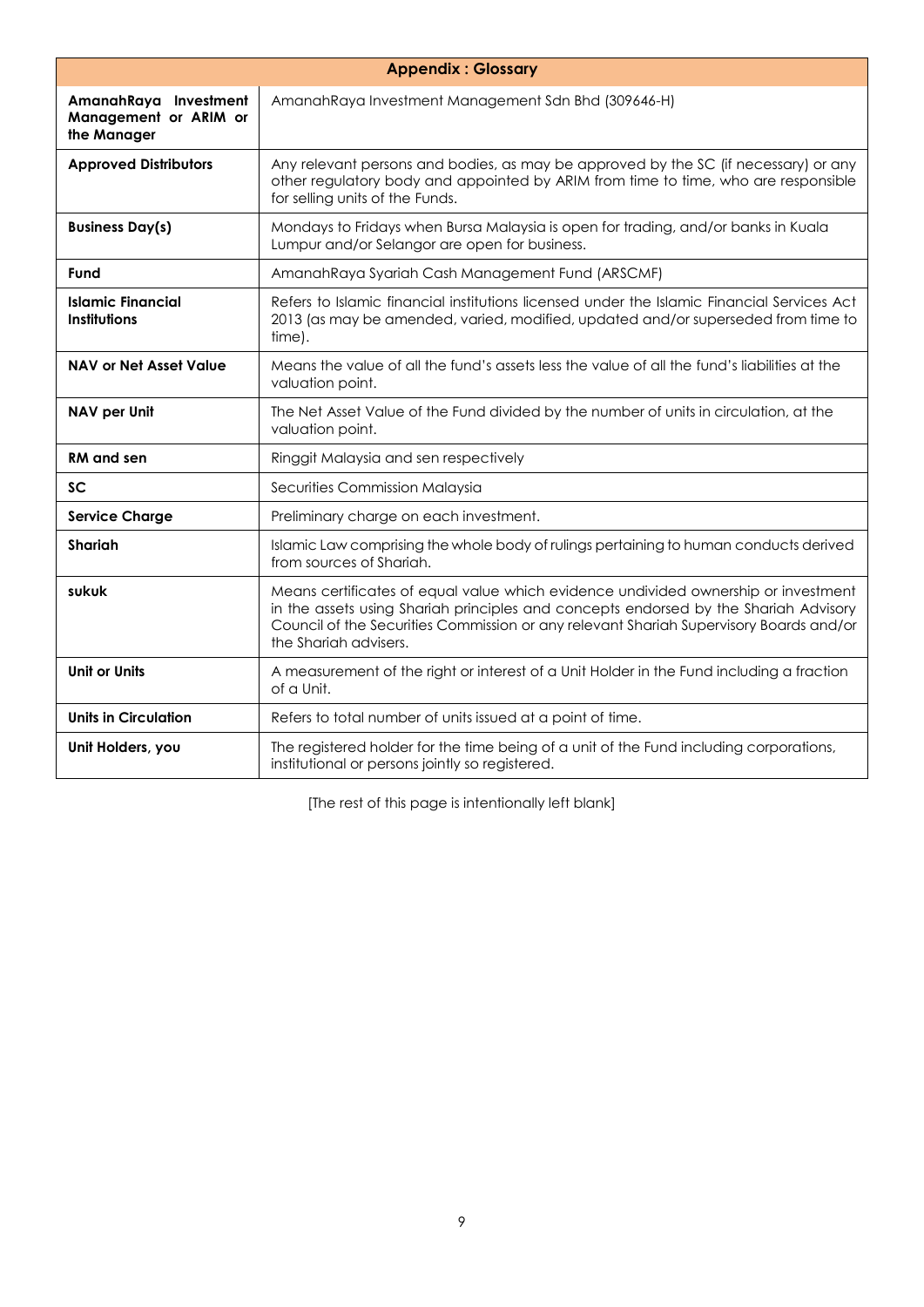| Appendix : Glossary | |
|---|---|
| **AmanahRaya Investment Management or ARIM or the Manager** | AmanahRaya Investment Management Sdn Bhd (309646-H) |
| **Approved Distributors** | Any relevant persons and bodies, as may be approved by the SC (if necessary) or any other regulatory body and appointed by ARIM from time to time, who are responsible for selling units of the Funds. |
| **Business Day(s)** | Mondays to Fridays when Bursa Malaysia is open for trading, and/or banks in Kuala Lumpur and/or Selangor are open for business. |
| **Fund** | AmanahRaya Syariah Cash Management Fund (ARSCMF) |
| **Islamic Financial Institutions** | Refers to Islamic financial institutions licensed under the Islamic Financial Services Act 2013 (as may be amended, varied, modified, updated and/or superseded from time to time). |
| **NAV or Net Asset Value** | Means the value of all the fund's assets less the value of all the fund's liabilities at the valuation point. |
| **NAV per Unit** | The Net Asset Value of the Fund divided by the number of units in circulation, at the valuation point. |
| **RM and sen** | Ringgit Malaysia and sen respectively |
| **SC** | Securities Commission Malaysia |
| **Service Charge** | Preliminary charge on each investment. |
| **Shariah** | Islamic Law comprising the whole body of rulings pertaining to human conducts derived from sources of Shariah. |
| **sukuk** | Means certificates of equal value which evidence undivided ownership or investment in the assets using Shariah principles and concepts endorsed by the Shariah Advisory Council of the Securities Commission or any relevant Shariah Supervisory Boards and/or the Shariah advisers. |
| **Unit or Units** | A measurement of the right or interest of a Unit Holder in the Fund including a fraction of a Unit. |
| **Units in Circulation** | Refers to total number of units issued at a point of time. |
| **Unit Holders, you** | The registered holder for the time being of a unit of the Fund including corporations, institutional or persons jointly so registered. |

[The rest of this page is intentionally left blank]